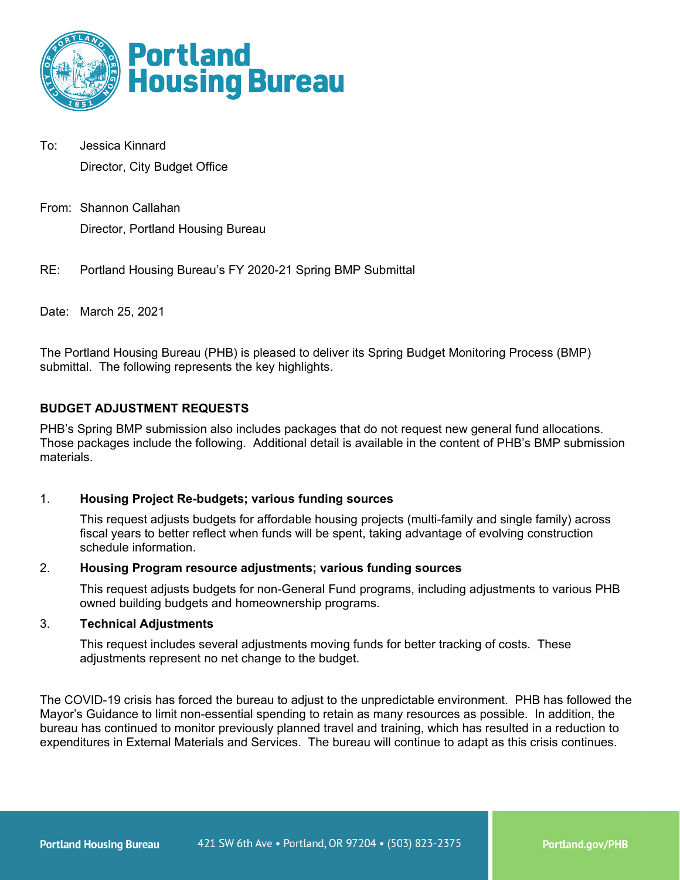# Portland Housing Bureau

To: Jessica Kinnard
Director, City Budget Office

From: Shannon Callahan
Director, Portland Housing Bureau

RE: Portland Housing Bureau's FY 2020-21 Spring BMP Submittal

Date: March 25, 2021

The Portland Housing Bureau (PHB) is pleased to deliver its Spring Budget Monitoring Process (BMP) submittal. The following represents the key highlights.

## BUDGET ADJUSTMENT REQUESTS

PHB's Spring BMP submission also includes packages that do not request new general fund allocations. Those packages include the following. Additional detail is available in the content of PHB's BMP submission materials.

1. **Housing Project Re-budgets; various funding sources**

   This request adjusts budgets for affordable housing projects (multi-family and single family) across fiscal years to better reflect when funds will be spent, taking advantage of evolving construction schedule information.

2. **Housing Program resource adjustments; various funding sources**

   This request adjusts budgets for non-General Fund programs, including adjustments to various PHB owned building budgets and homeownership programs.

3. **Technical Adjustments**

   This request includes several adjustments moving funds for better tracking of costs. These adjustments represent no net change to the budget.

The COVID-19 crisis has forced the bureau to adjust to the unpredictable environment. PHB has followed the Mayor's Guidance to limit non-essential spending to retain as many resources as possible. In addition, the bureau has continued to monitor previously planned travel and training, which has resulted in a reduction to expenditures in External Materials and Services. The bureau will continue to adapt as this crisis continues.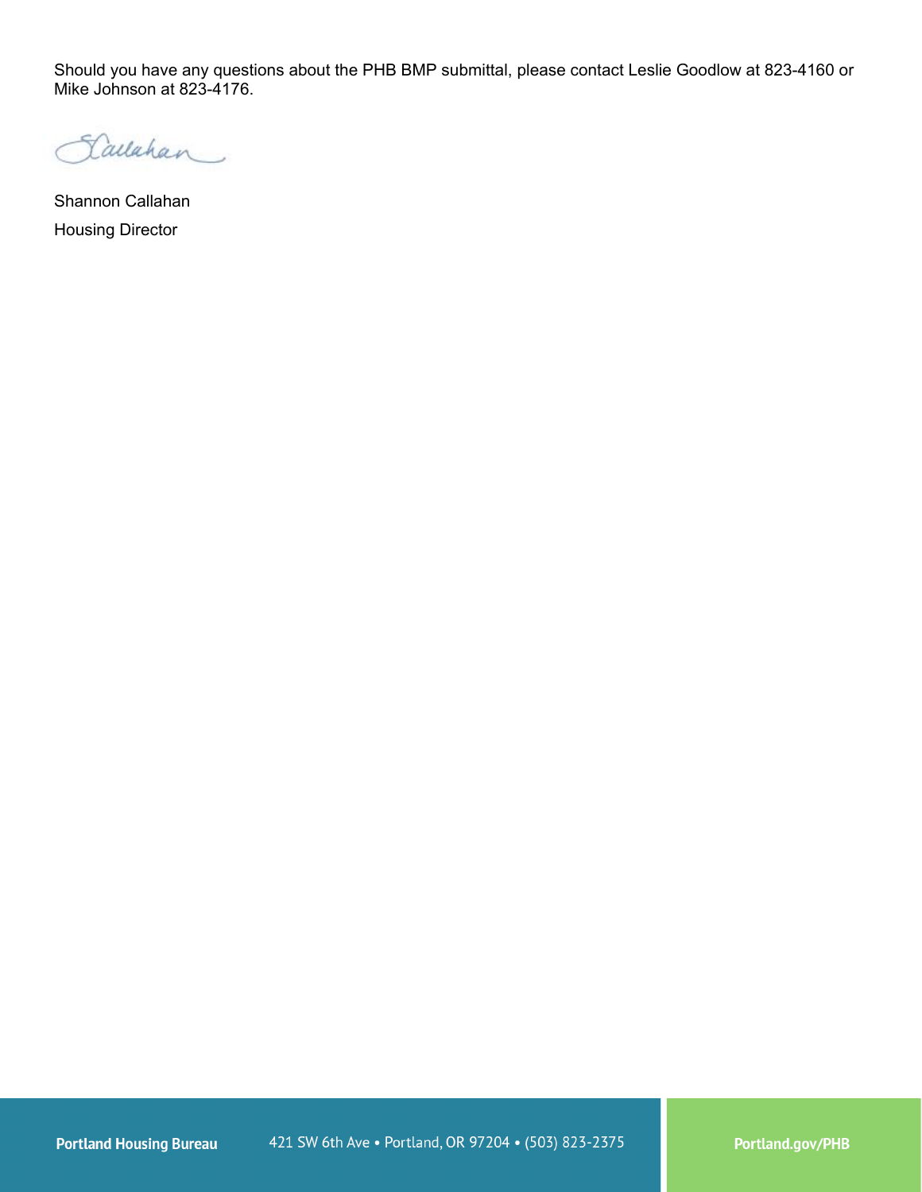Should you have any questions about the PHB BMP submittal, please contact Leslie Goodlow at 823-4160 or Mike Johnson at 823-4176.

Shannon Callahan

Housing Director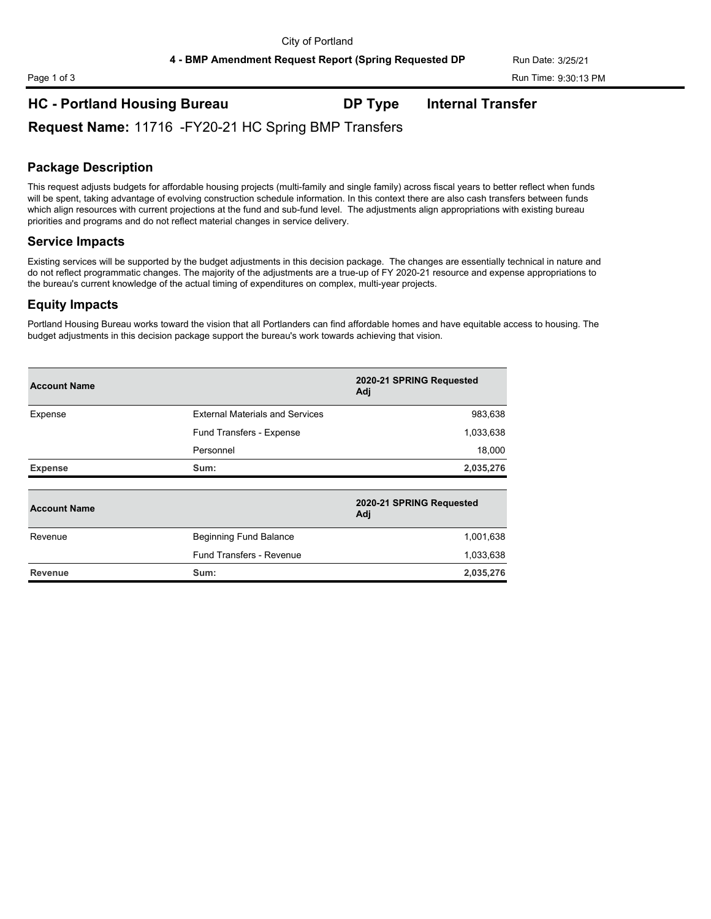City of Portland

**4 - BMP Amendment Request Report (Spring Requested DP**

Run Date: 3/25/21

Run Time: 9:30:13 PM

## HC - Portland Housing Bureau &nbsp;&nbsp;&nbsp; DP Type &nbsp;&nbsp;&nbsp; Internal Transfer

**Request Name:** 11716 -FY20-21 HC Spring BMP Transfers

### Package Description

This request adjusts budgets for affordable housing projects (multi-family and single family) across fiscal years to better reflect when funds will be spent, taking advantage of evolving construction schedule information. In this context there are also cash transfers between funds which align resources with current projections at the fund and sub-fund level. The adjustments align appropriations with existing bureau priorities and programs and do not reflect material changes in service delivery.

### Service Impacts

Existing services will be supported by the budget adjustments in this decision package. The changes are essentially technical in nature and do not reflect programmatic changes. The majority of the adjustments are a true-up of FY 2020-21 resource and expense appropriations to the bureau's current knowledge of the actual timing of expenditures on complex, multi-year projects.

### Equity Impacts

Portland Housing Bureau works toward the vision that all Portlanders can find affordable homes and have equitable access to housing. The budget adjustments in this decision package support the bureau's work towards achieving that vision.

| Account Name | | 2020-21 SPRING Requested Adj |
|---|---|---|
| Expense | External Materials and Services | 983,638 |
| | Fund Transfers - Expense | 1,033,638 |
| | Personnel | 18,000 |
| **Expense** | **Sum:** | **2,035,276** |

| Account Name | | 2020-21 SPRING Requested Adj |
|---|---|---|
| Revenue | Beginning Fund Balance | 1,001,638 |
| | Fund Transfers - Revenue | 1,033,638 |
| **Revenue** | **Sum:** | **2,035,276** |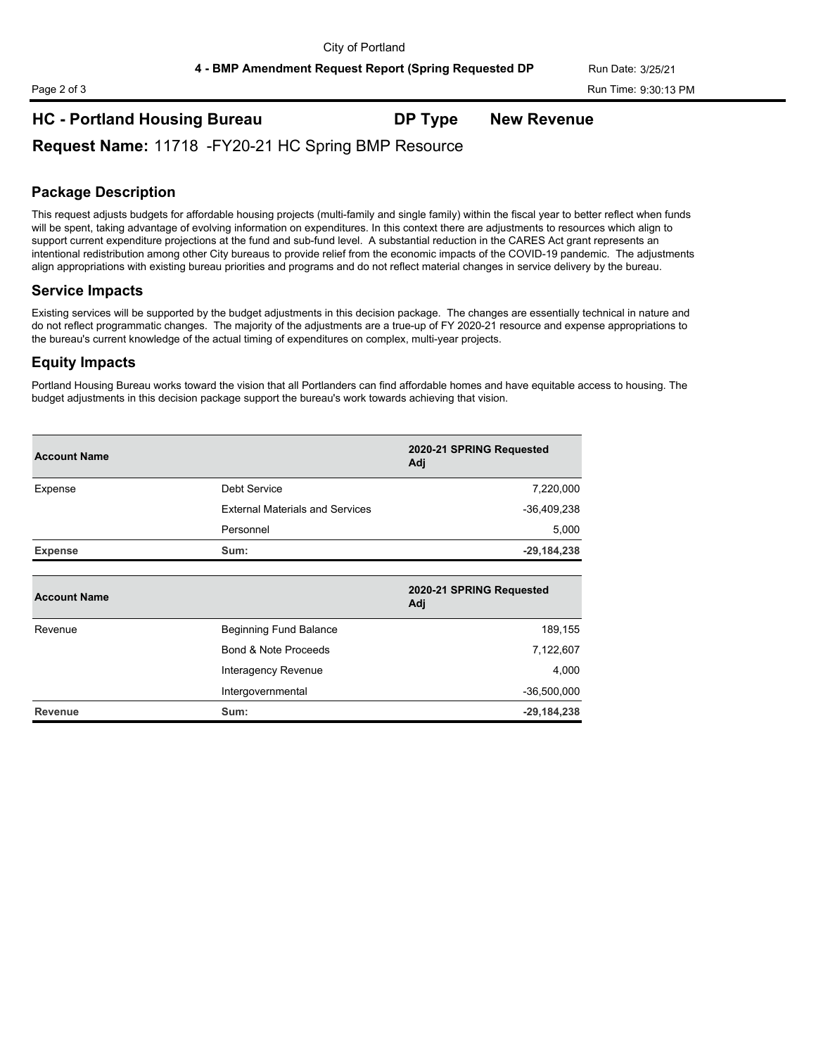## HC - Portland Housing Bureau **DP Type** **New Revenue**

**Request Name:** 11718 -FY20-21 HC Spring BMP Resource

## Package Description

This request adjusts budgets for affordable housing projects (multi-family and single family) within the fiscal year to better reflect when funds will be spent, taking advantage of evolving information on expenditures. In this context there are adjustments to resources which align to support current expenditure projections at the fund and sub-fund level. A substantial reduction in the CARES Act grant represents an intentional redistribution among other City bureaus to provide relief from the economic impacts of the COVID-19 pandemic. The adjustments align appropriations with existing bureau priorities and programs and do not reflect material changes in service delivery by the bureau.

## Service Impacts

Existing services will be supported by the budget adjustments in this decision package. The changes are essentially technical in nature and do not reflect programmatic changes. The majority of the adjustments are a true-up of FY 2020-21 resource and expense appropriations to the bureau's current knowledge of the actual timing of expenditures on complex, multi-year projects.

## Equity Impacts

Portland Housing Bureau works toward the vision that all Portlanders can find affordable homes and have equitable access to housing. The budget adjustments in this decision package support the bureau's work towards achieving that vision.

| Account Name | | 2020-21 SPRING Requested Adj |
|---|---|---|
| Expense | Debt Service | 7,220,000 |
| | External Materials and Services | -36,409,238 |
| | Personnel | 5,000 |
| **Expense** | **Sum:** | **-29,184,238** |

| Account Name | | 2020-21 SPRING Requested Adj |
|---|---|---|
| Revenue | Beginning Fund Balance | 189,155 |
| | Bond & Note Proceeds | 7,122,607 |
| | Interagency Revenue | 4,000 |
| | Intergovernmental | -36,500,000 |
| **Revenue** | **Sum:** | **-29,184,238** |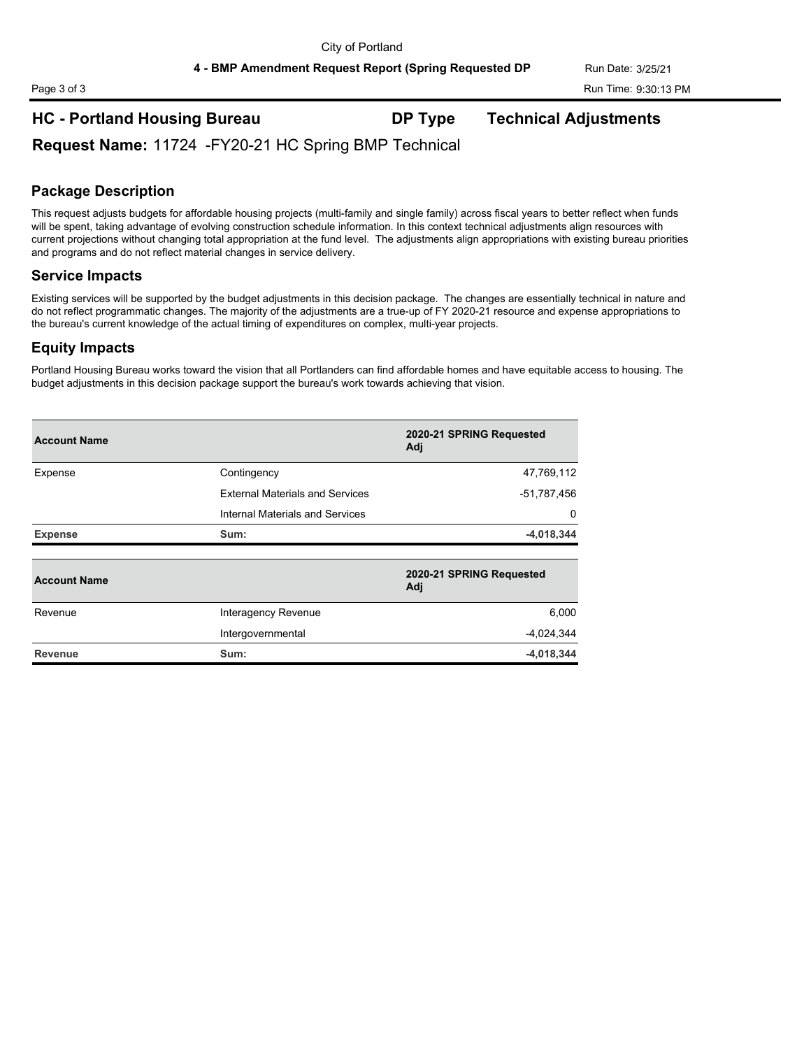## HC - Portland Housing Bureau  DP Type  Technical Adjustments

**Request Name:** 11724 -FY20-21 HC Spring BMP Technical

### Package Description

This request adjusts budgets for affordable housing projects (multi-family and single family) across fiscal years to better reflect when funds will be spent, taking advantage of evolving construction schedule information. In this context technical adjustments align resources with current projections without changing total appropriation at the fund level. The adjustments align appropriations with existing bureau priorities and programs and do not reflect material changes in service delivery.

### Service Impacts

Existing services will be supported by the budget adjustments in this decision package. The changes are essentially technical in nature and do not reflect programmatic changes. The majority of the adjustments are a true-up of FY 2020-21 resource and expense appropriations to the bureau's current knowledge of the actual timing of expenditures on complex, multi-year projects.

### Equity Impacts

Portland Housing Bureau works toward the vision that all Portlanders can find affordable homes and have equitable access to housing. The budget adjustments in this decision package support the bureau's work towards achieving that vision.

| Account Name | | 2020-21 SPRING Requested Adj |
|---|---|---|
| Expense | Contingency | 47,769,112 |
| | External Materials and Services | -51,787,456 |
| | Internal Materials and Services | 0 |
| **Expense** | **Sum:** | **-4,018,344** |

| Account Name | | 2020-21 SPRING Requested Adj |
|---|---|---|
| Revenue | Interagency Revenue | 6,000 |
| | Intergovernmental | -4,024,344 |
| **Revenue** | **Sum:** | **-4,018,344** |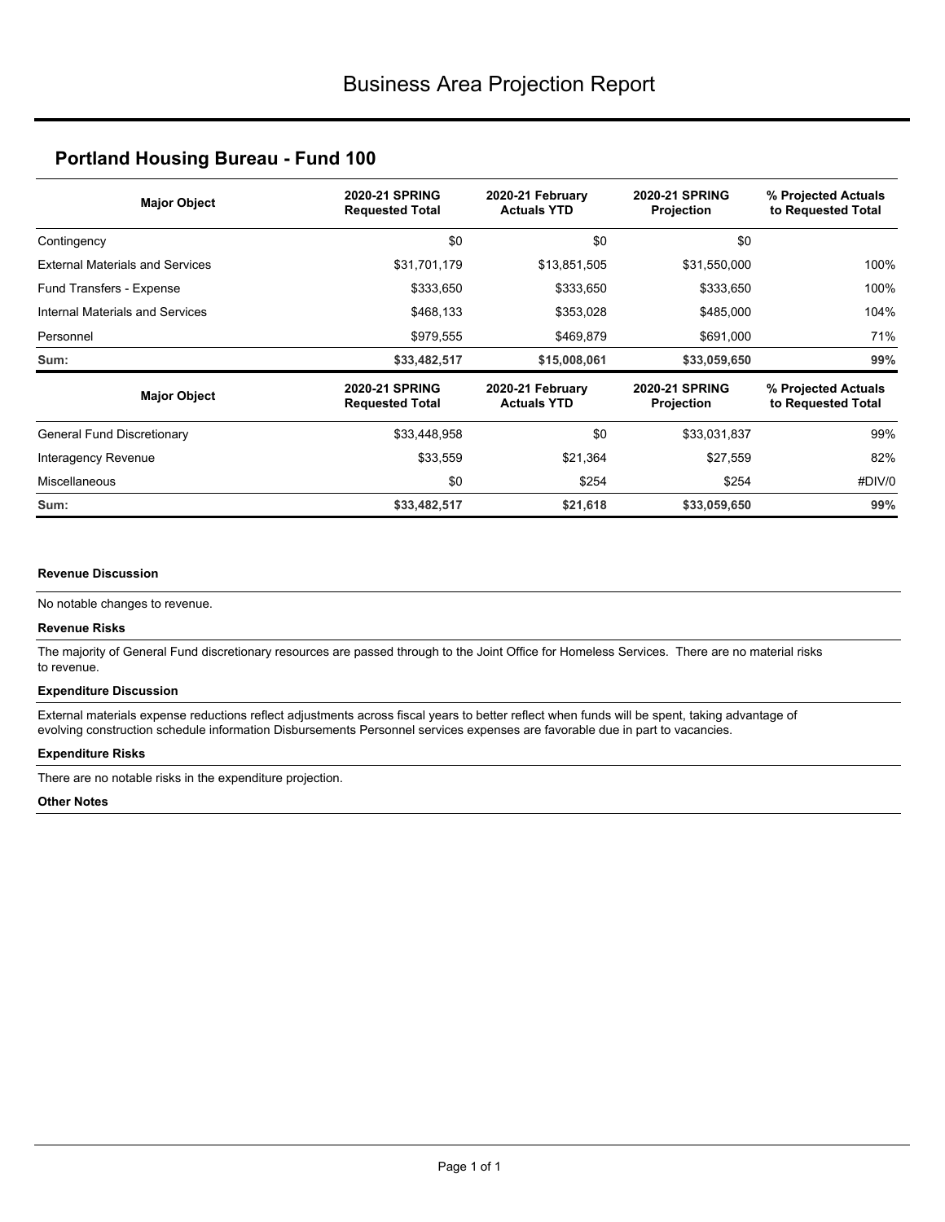# Business Area Projection Report

## Portland Housing Bureau - Fund 100

| Major Object | 2020-21 SPRING Requested Total | 2020-21 February Actuals YTD | 2020-21 SPRING Projection | % Projected Actuals to Requested Total |
|---|---|---|---|---|
| Contingency | $0 | $0 | $0 | |
| External Materials and Services | $31,701,179 | $13,851,505 | $31,550,000 | 100% |
| Fund Transfers - Expense | $333,650 | $333,650 | $333,650 | 100% |
| Internal Materials and Services | $468,133 | $353,028 | $485,000 | 104% |
| Personnel | $979,555 | $469,879 | $691,000 | 71% |
| **Sum:** | **$33,482,517** | **$15,008,061** | **$33,059,650** | **99%** |

| Major Object | 2020-21 SPRING Requested Total | 2020-21 February Actuals YTD | 2020-21 SPRING Projection | % Projected Actuals to Requested Total |
|---|---|---|---|---|
| General Fund Discretionary | $33,448,958 | $0 | $33,031,837 | 99% |
| Interagency Revenue | $33,559 | $21,364 | $27,559 | 82% |
| Miscellaneous | $0 | $254 | $254 | #DIV/0 |
| **Sum:** | **$33,482,517** | **$21,618** | **$33,059,650** | **99%** |

**Revenue Discussion**

No notable changes to revenue.

**Revenue Risks**

The majority of General Fund discretionary resources are passed through to the Joint Office for Homeless Services. There are no material risks to revenue.

**Expenditure Discussion**

External materials expense reductions reflect adjustments across fiscal years to better reflect when funds will be spent, taking advantage of evolving construction schedule information Disbursements Personnel services expenses are favorable due in part to vacancies.

**Expenditure Risks**

There are no notable risks in the expenditure projection.

**Other Notes**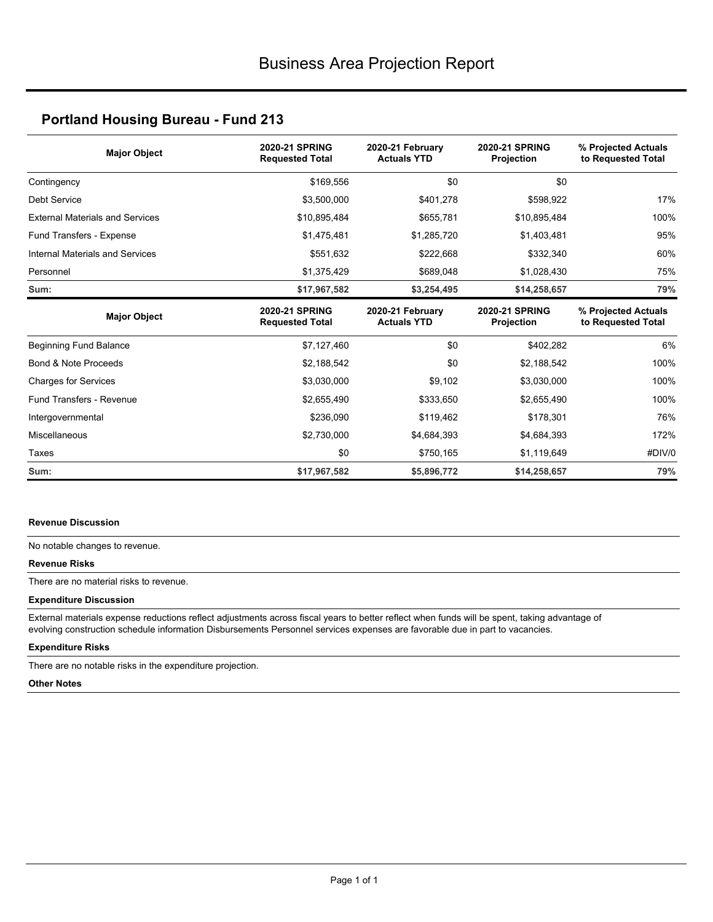# Business Area Projection Report

## Portland Housing Bureau - Fund 213

| Major Object | 2020-21 SPRING Requested Total | 2020-21 February Actuals YTD | 2020-21 SPRING Projection | % Projected Actuals to Requested Total |
|---|---|---|---|---|
| Contingency | $169,556 | $0 | $0 | |
| Debt Service | $3,500,000 | $401,278 | $598,922 | 17% |
| External Materials and Services | $10,895,484 | $655,781 | $10,895,484 | 100% |
| Fund Transfers - Expense | $1,475,481 | $1,285,720 | $1,403,481 | 95% |
| Internal Materials and Services | $551,632 | $222,668 | $332,340 | 60% |
| Personnel | $1,375,429 | $689,048 | $1,028,430 | 75% |
| **Sum:** | **$17,967,582** | **$3,254,495** | **$14,258,657** | **79%** |

| Major Object | 2020-21 SPRING Requested Total | 2020-21 February Actuals YTD | 2020-21 SPRING Projection | % Projected Actuals to Requested Total |
|---|---|---|---|---|
| Beginning Fund Balance | $7,127,460 | $0 | $402,282 | 6% |
| Bond & Note Proceeds | $2,188,542 | $0 | $2,188,542 | 100% |
| Charges for Services | $3,030,000 | $9,102 | $3,030,000 | 100% |
| Fund Transfers - Revenue | $2,655,490 | $333,650 | $2,655,490 | 100% |
| Intergovernmental | $236,090 | $119,462 | $178,301 | 76% |
| Miscellaneous | $2,730,000 | $4,684,393 | $4,684,393 | 172% |
| Taxes | $0 | $750,165 | $1,119,649 | #DIV/0 |
| **Sum:** | **$17,967,582** | **$5,896,772** | **$14,258,657** | **79%** |

**Revenue Discussion**

No notable changes to revenue.

**Revenue Risks**

There are no material risks to revenue.

**Expenditure Discussion**

External materials expense reductions reflect adjustments across fiscal years to better reflect when funds will be spent, taking advantage of evolving construction schedule information Disbursements Personnel services expenses are favorable due in part to vacancies.

**Expenditure Risks**

There are no notable risks in the expenditure projection.

**Other Notes**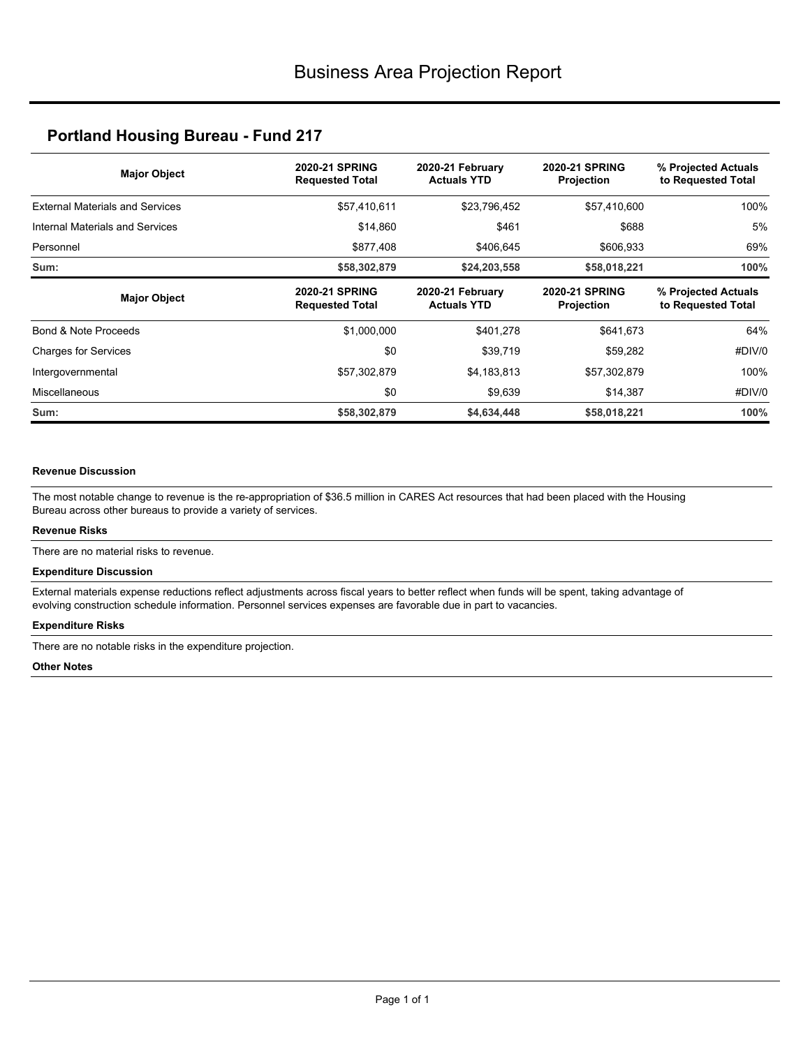# Business Area Projection Report

## Portland Housing Bureau - Fund 217

| Major Object | 2020-21 SPRING Requested Total | 2020-21 February Actuals YTD | 2020-21 SPRING Projection | % Projected Actuals to Requested Total |
|---|---|---|---|---|
| External Materials and Services | $57,410,611 | $23,796,452 | $57,410,600 | 100% |
| Internal Materials and Services | $14,860 | $461 | $688 | 5% |
| Personnel | $877,408 | $406,645 | $606,933 | 69% |
| **Sum:** | **$58,302,879** | **$24,203,558** | **$58,018,221** | **100%** |

| Major Object | 2020-21 SPRING Requested Total | 2020-21 February Actuals YTD | 2020-21 SPRING Projection | % Projected Actuals to Requested Total |
|---|---|---|---|---|
| Bond & Note Proceeds | $1,000,000 | $401,278 | $641,673 | 64% |
| Charges for Services | $0 | $39,719 | $59,282 | #DIV/0 |
| Intergovernmental | $57,302,879 | $4,183,813 | $57,302,879 | 100% |
| Miscellaneous | $0 | $9,639 | $14,387 | #DIV/0 |
| **Sum:** | **$58,302,879** | **$4,634,448** | **$58,018,221** | **100%** |

**Revenue Discussion**

The most notable change to revenue is the re-appropriation of $36.5 million in CARES Act resources that had been placed with the Housing Bureau across other bureaus to provide a variety of services.

**Revenue Risks**

There are no material risks to revenue.

**Expenditure Discussion**

External materials expense reductions reflect adjustments across fiscal years to better reflect when funds will be spent, taking advantage of evolving construction schedule information. Personnel services expenses are favorable due in part to vacancies.

**Expenditure Risks**

There are no notable risks in the expenditure projection.

**Other Notes**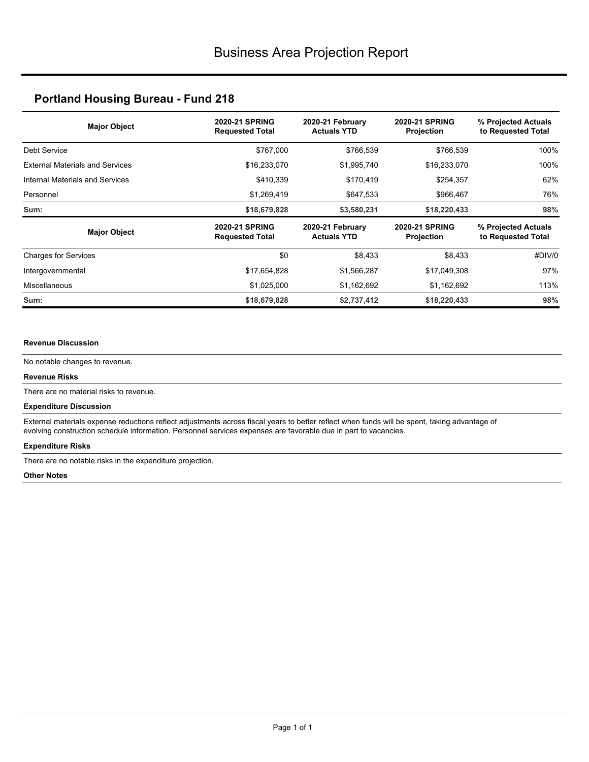# Business Area Projection Report

## Portland Housing Bureau - Fund 218

| Major Object | 2020-21 SPRING Requested Total | 2020-21 February Actuals YTD | 2020-21 SPRING Projection | % Projected Actuals to Requested Total |
|---|---|---|---|---|
| Debt Service | $767,000 | $766,539 | $766,539 | 100% |
| External Materials and Services | $16,233,070 | $1,995,740 | $16,233,070 | 100% |
| Internal Materials and Services | $410,339 | $170,419 | $254,357 | 62% |
| Personnel | $1,269,419 | $647,533 | $966,467 | 76% |
| **Sum:** | **$18,679,828** | **$3,580,231** | **$18,220,433** | **98%** |

| Major Object | 2020-21 SPRING Requested Total | 2020-21 February Actuals YTD | 2020-21 SPRING Projection | % Projected Actuals to Requested Total |
|---|---|---|---|---|
| Charges for Services | $0 | $8,433 | $8,433 | #DIV/0 |
| Intergovernmental | $17,654,828 | $1,566,287 | $17,049,308 | 97% |
| Miscellaneous | $1,025,000 | $1,162,692 | $1,162,692 | 113% |
| **Sum:** | **$18,679,828** | **$2,737,412** | **$18,220,433** | **98%** |

**Revenue Discussion**

No notable changes to revenue.

**Revenue Risks**

There are no material risks to revenue.

**Expenditure Discussion**

External materials expense reductions reflect adjustments across fiscal years to better reflect when funds will be spent, taking advantage of evolving construction schedule information. Personnel services expenses are favorable due in part to vacancies.

**Expenditure Risks**

There are no notable risks in the expenditure projection.

**Other Notes**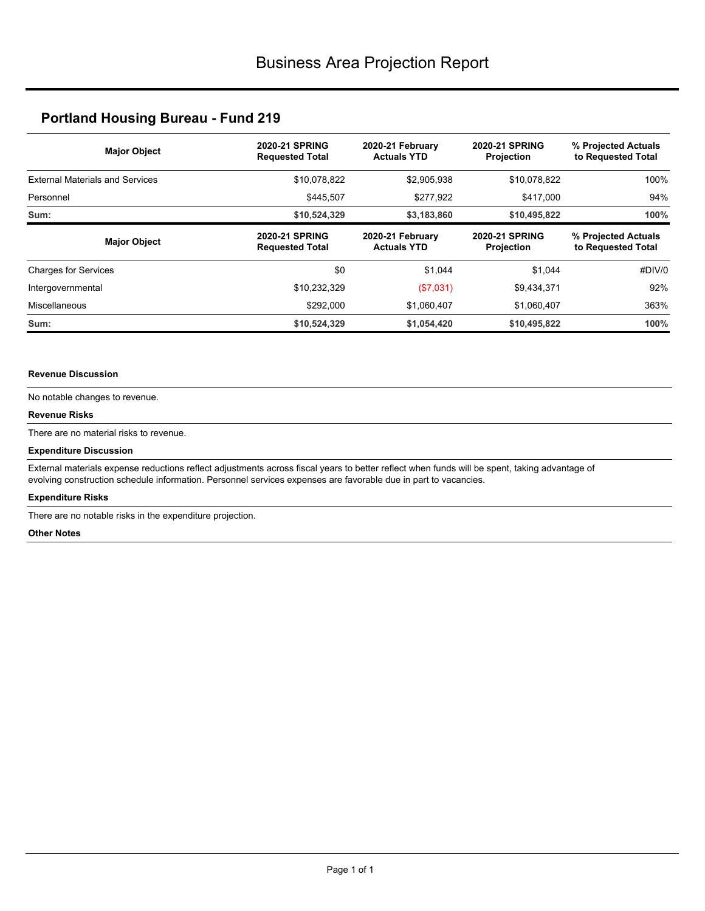# Business Area Projection Report

## Portland Housing Bureau - Fund 219

| Major Object | 2020-21 SPRING Requested Total | 2020-21 February Actuals YTD | 2020-21 SPRING Projection | % Projected Actuals to Requested Total |
|---|---|---|---|---|
| External Materials and Services | $10,078,822 | $2,905,938 | $10,078,822 | 100% |
| Personnel | $445,507 | $277,922 | $417,000 | 94% |
| **Sum:** | **$10,524,329** | **$3,183,860** | **$10,495,822** | **100%** |

| Major Object | 2020-21 SPRING Requested Total | 2020-21 February Actuals YTD | 2020-21 SPRING Projection | % Projected Actuals to Requested Total |
|---|---|---|---|---|
| Charges for Services | $0 | $1,044 | $1,044 | #DIV/0 |
| Intergovernmental | $10,232,329 | ($7,031) | $9,434,371 | 92% |
| Miscellaneous | $292,000 | $1,060,407 | $1,060,407 | 363% |
| **Sum:** | **$10,524,329** | **$1,054,420** | **$10,495,822** | **100%** |

**Revenue Discussion**

No notable changes to revenue.

**Revenue Risks**

There are no material risks to revenue.

**Expenditure Discussion**

External materials expense reductions reflect adjustments across fiscal years to better reflect when funds will be spent, taking advantage of evolving construction schedule information. Personnel services expenses are favorable due in part to vacancies.

**Expenditure Risks**

There are no notable risks in the expenditure projection.

**Other Notes**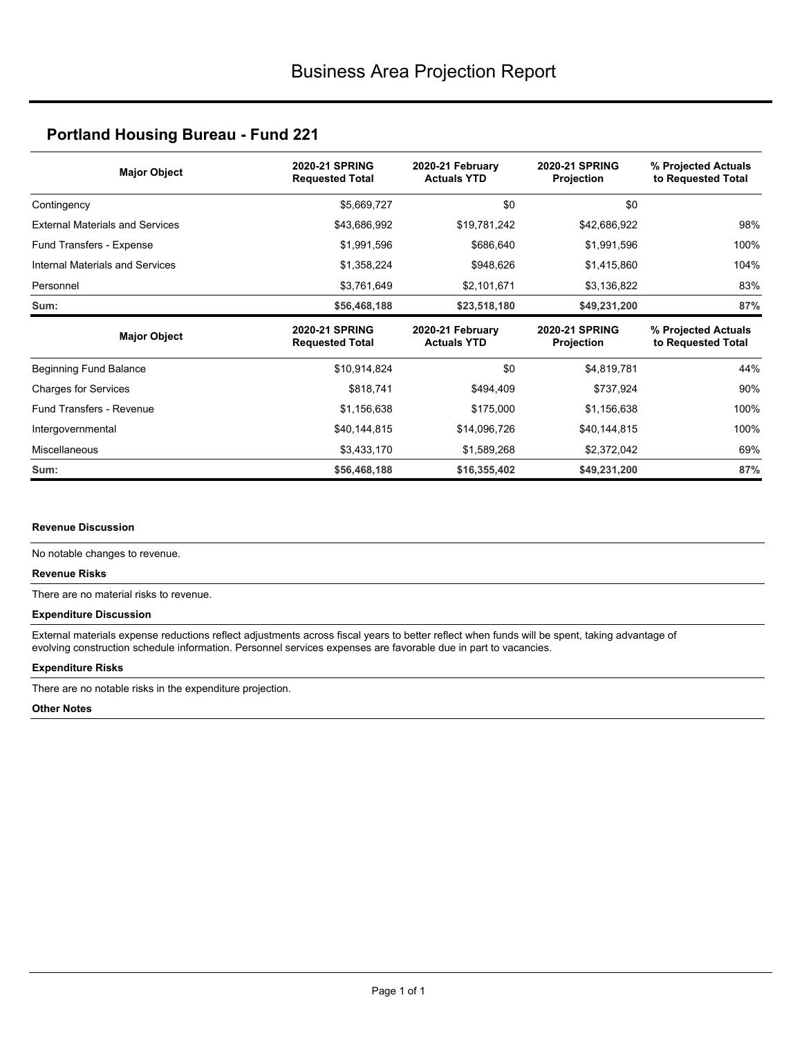# Business Area Projection Report

## Portland Housing Bureau - Fund 221

| Major Object | 2020-21 SPRING Requested Total | 2020-21 February Actuals YTD | 2020-21 SPRING Projection | % Projected Actuals to Requested Total |
|---|---|---|---|---|
| Contingency | $5,669,727 | $0 | $0 | |
| External Materials and Services | $43,686,992 | $19,781,242 | $42,686,922 | 98% |
| Fund Transfers - Expense | $1,991,596 | $686,640 | $1,991,596 | 100% |
| Internal Materials and Services | $1,358,224 | $948,626 | $1,415,860 | 104% |
| Personnel | $3,761,649 | $2,101,671 | $3,136,822 | 83% |
| **Sum:** | **$56,468,188** | **$23,518,180** | **$49,231,200** | **87%** |

| Major Object | 2020-21 SPRING Requested Total | 2020-21 February Actuals YTD | 2020-21 SPRING Projection | % Projected Actuals to Requested Total |
|---|---|---|---|---|
| Beginning Fund Balance | $10,914,824 | $0 | $4,819,781 | 44% |
| Charges for Services | $818,741 | $494,409 | $737,924 | 90% |
| Fund Transfers - Revenue | $1,156,638 | $175,000 | $1,156,638 | 100% |
| Intergovernmental | $40,144,815 | $14,096,726 | $40,144,815 | 100% |
| Miscellaneous | $3,433,170 | $1,589,268 | $2,372,042 | 69% |
| **Sum:** | **$56,468,188** | **$16,355,402** | **$49,231,200** | **87%** |

**Revenue Discussion**

No notable changes to revenue.

**Revenue Risks**

There are no material risks to revenue.

**Expenditure Discussion**

External materials expense reductions reflect adjustments across fiscal years to better reflect when funds will be spent, taking advantage of evolving construction schedule information. Personnel services expenses are favorable due in part to vacancies.

**Expenditure Risks**

There are no notable risks in the expenditure projection.

**Other Notes**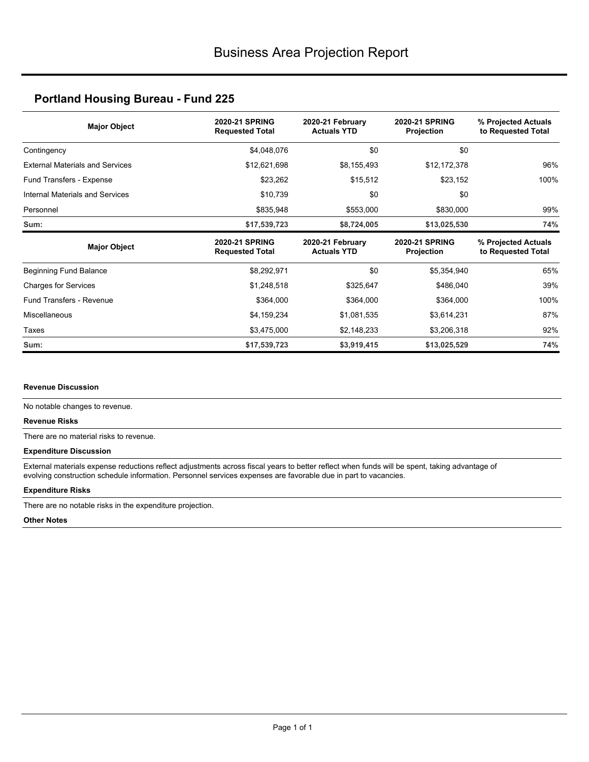# Business Area Projection Report

## Portland Housing Bureau - Fund 225

| Major Object | 2020-21 SPRING Requested Total | 2020-21 February Actuals YTD | 2020-21 SPRING Projection | % Projected Actuals to Requested Total |
|---|---|---|---|---|
| Contingency | $4,048,076 | $0 | $0 | |
| External Materials and Services | $12,621,698 | $8,155,493 | $12,172,378 | 96% |
| Fund Transfers - Expense | $23,262 | $15,512 | $23,152 | 100% |
| Internal Materials and Services | $10,739 | $0 | $0 | |
| Personnel | $835,948 | $553,000 | $830,000 | 99% |
| **Sum:** | **$17,539,723** | **$8,724,005** | **$13,025,530** | **74%** |

| Major Object | 2020-21 SPRING Requested Total | 2020-21 February Actuals YTD | 2020-21 SPRING Projection | % Projected Actuals to Requested Total |
|---|---|---|---|---|
| Beginning Fund Balance | $8,292,971 | $0 | $5,354,940 | 65% |
| Charges for Services | $1,248,518 | $325,647 | $486,040 | 39% |
| Fund Transfers - Revenue | $364,000 | $364,000 | $364,000 | 100% |
| Miscellaneous | $4,159,234 | $1,081,535 | $3,614,231 | 87% |
| Taxes | $3,475,000 | $2,148,233 | $3,206,318 | 92% |
| **Sum:** | **$17,539,723** | **$3,919,415** | **$13,025,529** | **74%** |

**Revenue Discussion**

No notable changes to revenue.

**Revenue Risks**

There are no material risks to revenue.

**Expenditure Discussion**

External materials expense reductions reflect adjustments across fiscal years to better reflect when funds will be spent, taking advantage of evolving construction schedule information. Personnel services expenses are favorable due in part to vacancies.

**Expenditure Risks**

There are no notable risks in the expenditure projection.

**Other Notes**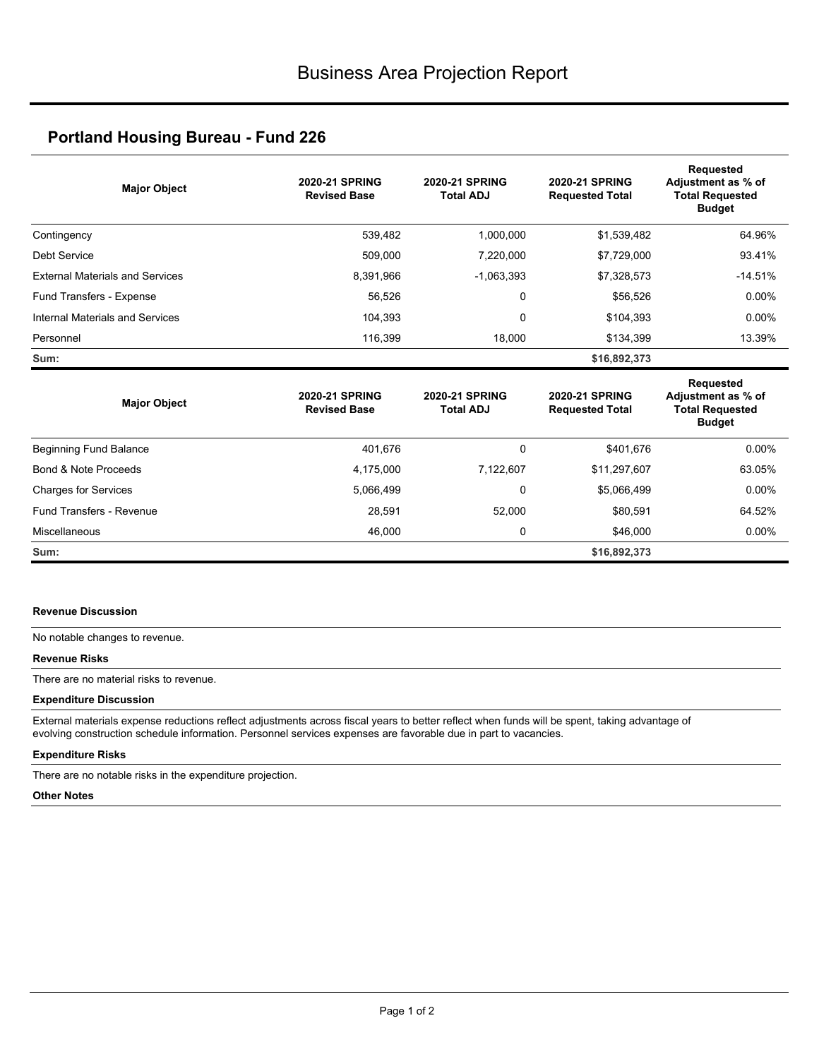# Business Area Projection Report

## Portland Housing Bureau - Fund 226

| Major Object | 2020-21 SPRING Revised Base | 2020-21 SPRING Total ADJ | 2020-21 SPRING Requested Total | Requested Adjustment as % of Total Requested Budget |
|---|---|---|---|---|
| Contingency | 539,482 | 1,000,000 | $1,539,482 | 64.96% |
| Debt Service | 509,000 | 7,220,000 | $7,729,000 | 93.41% |
| External Materials and Services | 8,391,966 | -1,063,393 | $7,328,573 | -14.51% |
| Fund Transfers - Expense | 56,526 | 0 | $56,526 | 0.00% |
| Internal Materials and Services | 104,393 | 0 | $104,393 | 0.00% |
| Personnel | 116,399 | 18,000 | $134,399 | 13.39% |
| **Sum:** | | | **$16,892,373** | |

| Major Object | 2020-21 SPRING Revised Base | 2020-21 SPRING Total ADJ | 2020-21 SPRING Requested Total | Requested Adjustment as % of Total Requested Budget |
|---|---|---|---|---|
| Beginning Fund Balance | 401,676 | 0 | $401,676 | 0.00% |
| Bond & Note Proceeds | 4,175,000 | 7,122,607 | $11,297,607 | 63.05% |
| Charges for Services | 5,066,499 | 0 | $5,066,499 | 0.00% |
| Fund Transfers - Revenue | 28,591 | 52,000 | $80,591 | 64.52% |
| Miscellaneous | 46,000 | 0 | $46,000 | 0.00% |
| **Sum:** | | | **$16,892,373** | |

**Revenue Discussion**

No notable changes to revenue.

**Revenue Risks**

There are no material risks to revenue.

**Expenditure Discussion**

External materials expense reductions reflect adjustments across fiscal years to better reflect when funds will be spent, taking advantage of evolving construction schedule information. Personnel services expenses are favorable due in part to vacancies.

**Expenditure Risks**

There are no notable risks in the expenditure projection.

**Other Notes**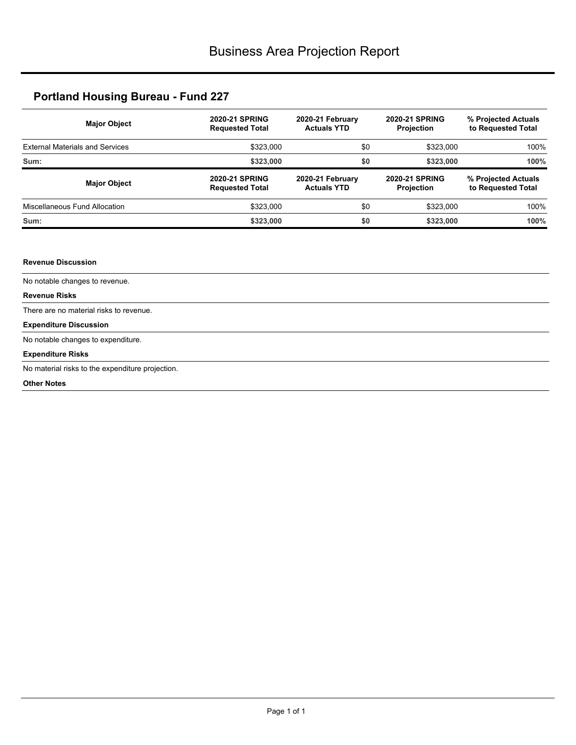# Business Area Projection Report

## Portland Housing Bureau - Fund 227

| Major Object | 2020-21 SPRING Requested Total | 2020-21 February Actuals YTD | 2020-21 SPRING Projection | % Projected Actuals to Requested Total |
|---|---|---|---|---|
| External Materials and Services | $323,000 | $0 | $323,000 | 100% |
| **Sum:** | **$323,000** | **$0** | **$323,000** | **100%** |

| Major Object | 2020-21 SPRING Requested Total | 2020-21 February Actuals YTD | 2020-21 SPRING Projection | % Projected Actuals to Requested Total |
|---|---|---|---|---|
| Miscellaneous Fund Allocation | $323,000 | $0 | $323,000 | 100% |
| **Sum:** | **$323,000** | **$0** | **$323,000** | **100%** |

**Revenue Discussion**

No notable changes to revenue.

**Revenue Risks**

There are no material risks to revenue.

**Expenditure Discussion**

No notable changes to expenditure.

**Expenditure Risks**

No material risks to the expenditure projection.

**Other Notes**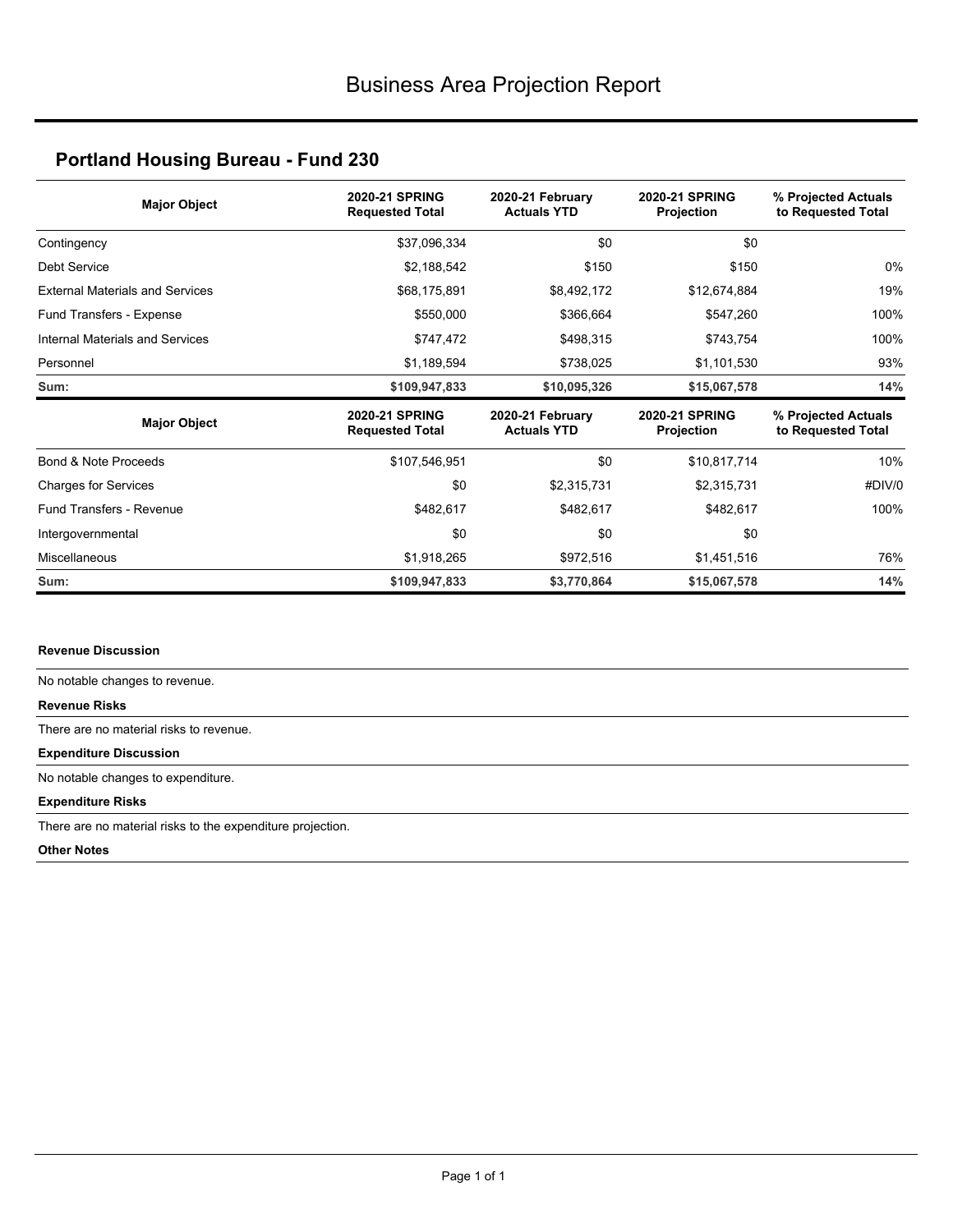# Business Area Projection Report

## Portland Housing Bureau - Fund 230

| Major Object | 2020-21 SPRING Requested Total | 2020-21 February Actuals YTD | 2020-21 SPRING Projection | % Projected Actuals to Requested Total |
|---|---|---|---|---|
| Contingency | $37,096,334 | $0 | $0 | |
| Debt Service | $2,188,542 | $150 | $150 | 0% |
| External Materials and Services | $68,175,891 | $8,492,172 | $12,674,884 | 19% |
| Fund Transfers - Expense | $550,000 | $366,664 | $547,260 | 100% |
| Internal Materials and Services | $747,472 | $498,315 | $743,754 | 100% |
| Personnel | $1,189,594 | $738,025 | $1,101,530 | 93% |
| **Sum:** | **$109,947,833** | **$10,095,326** | **$15,067,578** | **14%** |

| Major Object | 2020-21 SPRING Requested Total | 2020-21 February Actuals YTD | 2020-21 SPRING Projection | % Projected Actuals to Requested Total |
|---|---|---|---|---|
| Bond & Note Proceeds | $107,546,951 | $0 | $10,817,714 | 10% |
| Charges for Services | $0 | $2,315,731 | $2,315,731 | #DIV/0 |
| Fund Transfers - Revenue | $482,617 | $482,617 | $482,617 | 100% |
| Intergovernmental | $0 | $0 | $0 | |
| Miscellaneous | $1,918,265 | $972,516 | $1,451,516 | 76% |
| **Sum:** | **$109,947,833** | **$3,770,864** | **$15,067,578** | **14%** |

**Revenue Discussion**

No notable changes to revenue.

**Revenue Risks**

There are no material risks to revenue.

**Expenditure Discussion**

No notable changes to expenditure.

**Expenditure Risks**

There are no material risks to the expenditure projection.

**Other Notes**